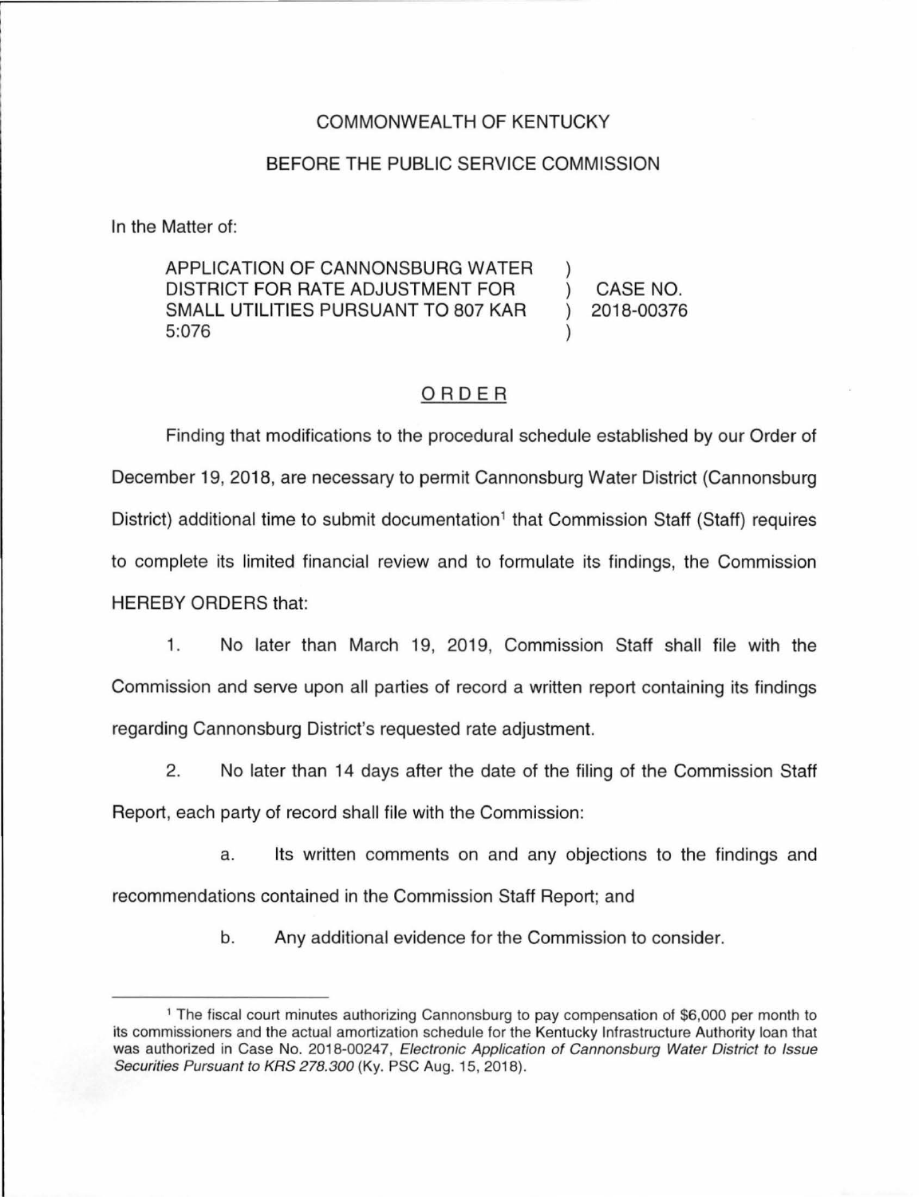COMMONWEALTH OF KENTUCKY

BEFORE THE PUBLIC SERVICE COMMISSION

In the Matter of:

| | | |
|---|---|---|
| APPLICATION OF CANNONSBURG WATER DISTRICT FOR RATE ADJUSTMENT FOR SMALL UTILITIES PURSUANT TO 807 KAR 5:076 | ) | CASE NO. 2018-00376 |

## ORDER

Finding that modifications to the procedural schedule established by our Order of December 19, 2018, are necessary to permit Cannonsburg Water District (Cannonsburg District) additional time to submit documentation[1] that Commission Staff (Staff) requires to complete its limited financial review and to formulate its findings, the Commission HEREBY ORDERS that:

1. No later than March 19, 2019, Commission Staff shall file with the Commission and serve upon all parties of record a written report containing its findings regarding Cannonsburg District's requested rate adjustment.

2. No later than 14 days after the date of the filing of the Commission Staff Report, each party of record shall file with the Commission:

   a. Its written comments on and any objections to the findings and recommendations contained in the Commission Staff Report; and

   b. Any additional evidence for the Commission to consider.

---

[1] The fiscal court minutes authorizing Cannonsburg to pay compensation of $6,000 per month to its commissioners and the actual amortization schedule for the Kentucky Infrastructure Authority loan that was authorized in Case No. 2018-00247, *Electronic Application of Cannonsburg Water District to Issue Securities Pursuant to KRS 278.300* (Ky. PSC Aug. 15, 2018).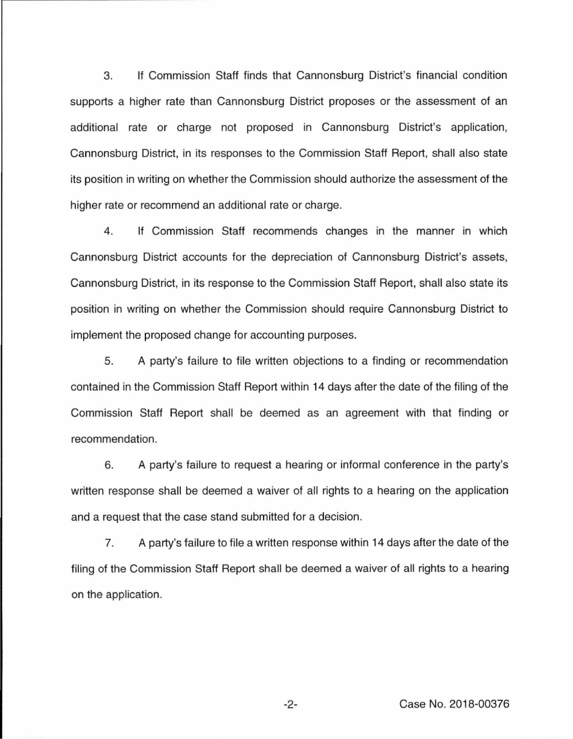3. If Commission Staff finds that Cannonsburg District's financial condition supports a higher rate than Cannonsburg District proposes or the assessment of an additional rate or charge not proposed in Cannonsburg District's application, Cannonsburg District, in its responses to the Commission Staff Report, shall also state its position in writing on whether the Commission should authorize the assessment of the higher rate or recommend an additional rate or charge.

4. If Commission Staff recommends changes in the manner in which Cannonsburg District accounts for the depreciation of Cannonsburg District's assets, Cannonsburg District, in its response to the Commission Staff Report, shall also state its position in writing on whether the Commission should require Cannonsburg District to implement the proposed change for accounting purposes.

5. A party's failure to file written objections to a finding or recommendation contained in the Commission Staff Report within 14 days after the date of the filing of the Commission Staff Report shall be deemed as an agreement with that finding or recommendation.

6. A party's failure to request a hearing or informal conference in the party's written response shall be deemed a waiver of all rights to a hearing on the application and a request that the case stand submitted for a decision.

7. A party's failure to file a written response within 14 days after the date of the filing of the Commission Staff Report shall be deemed a waiver of all rights to a hearing on the application.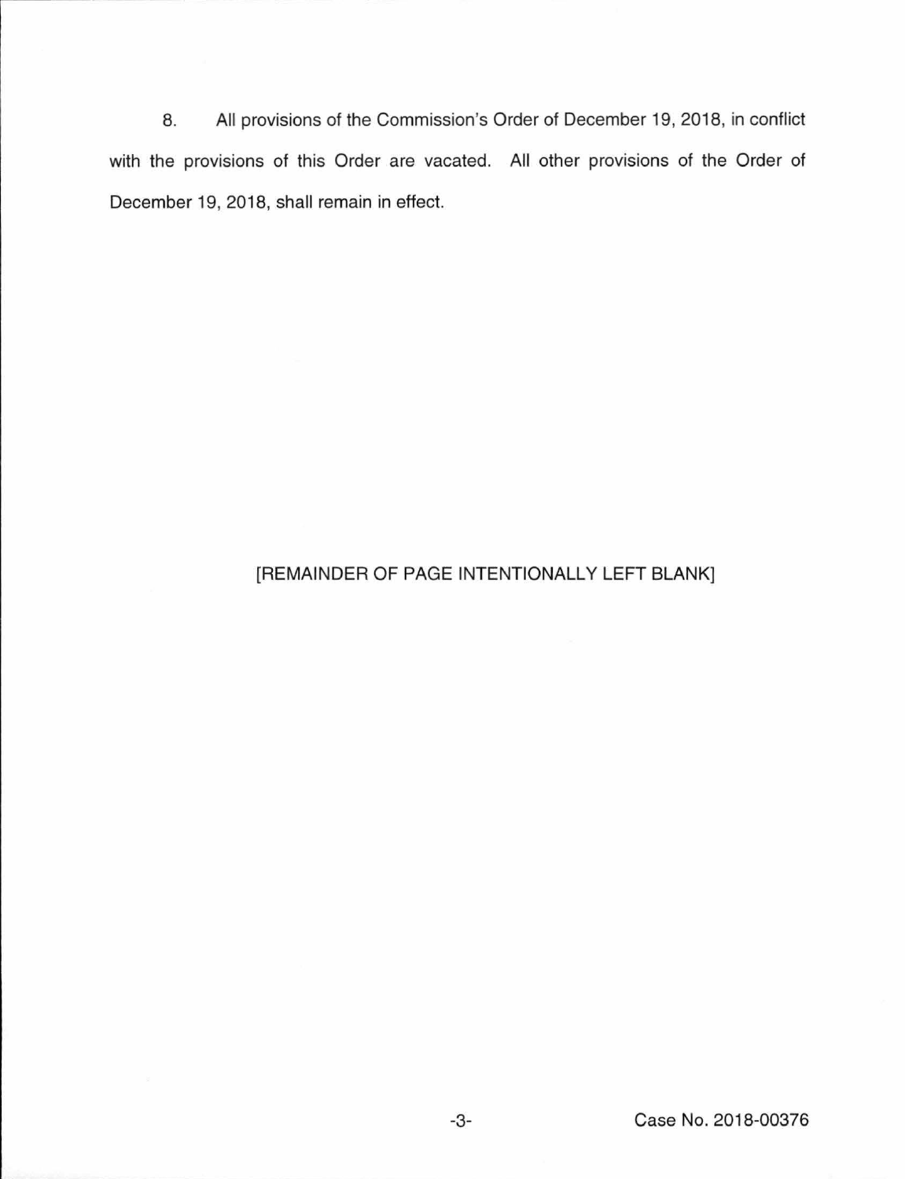8. All provisions of the Commission's Order of December 19, 2018, in conflict with the provisions of this Order are vacated. All other provisions of the Order of December 19, 2018, shall remain in effect.

[REMAINDER OF PAGE INTENTIONALLY LEFT BLANK]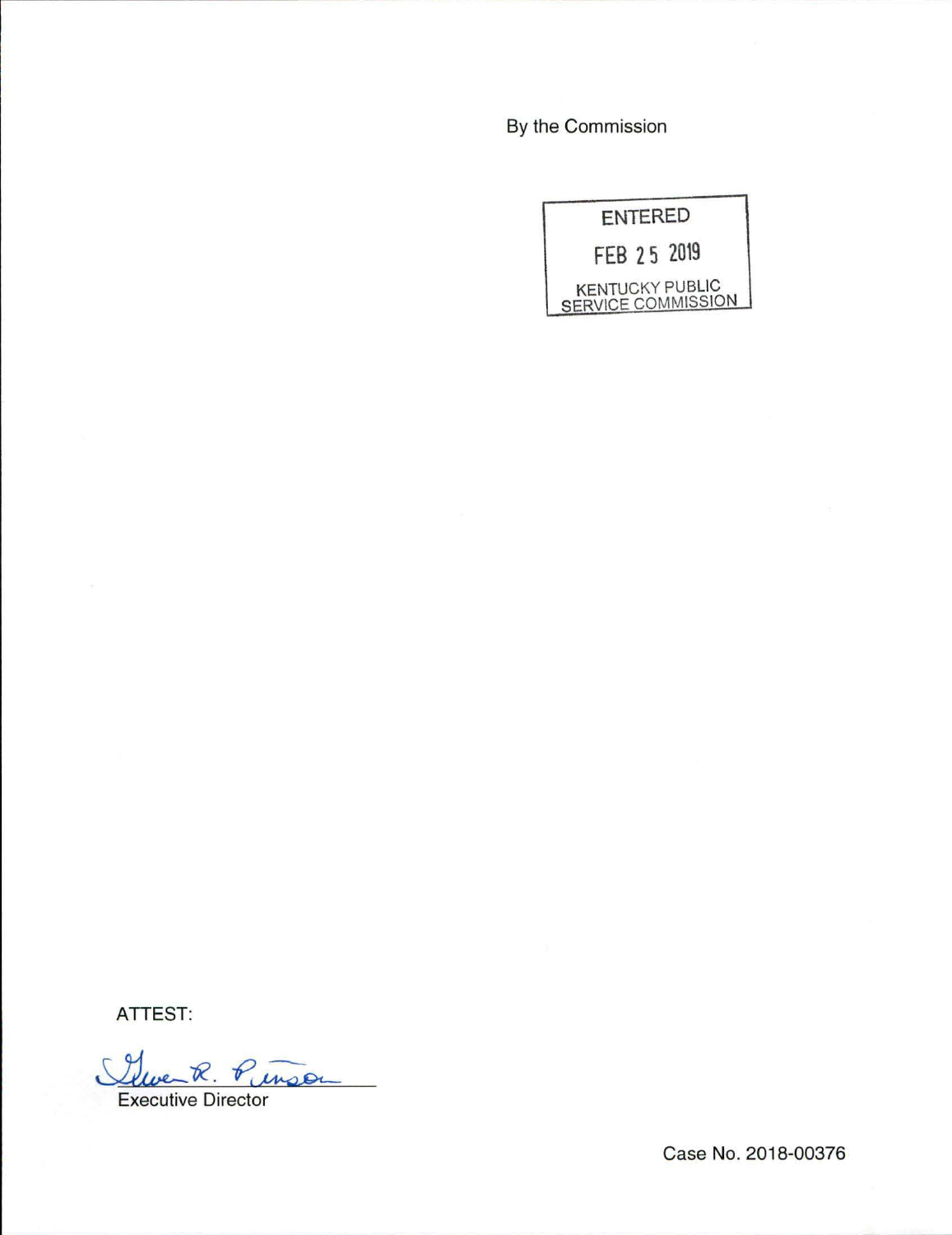By the Commission

ENTERED

FEB 25 2019

KENTUCKY PUBLIC SERVICE COMMISSION

ATTEST:

Gwen R. Pinson

Executive Director

Case No. 2018-00376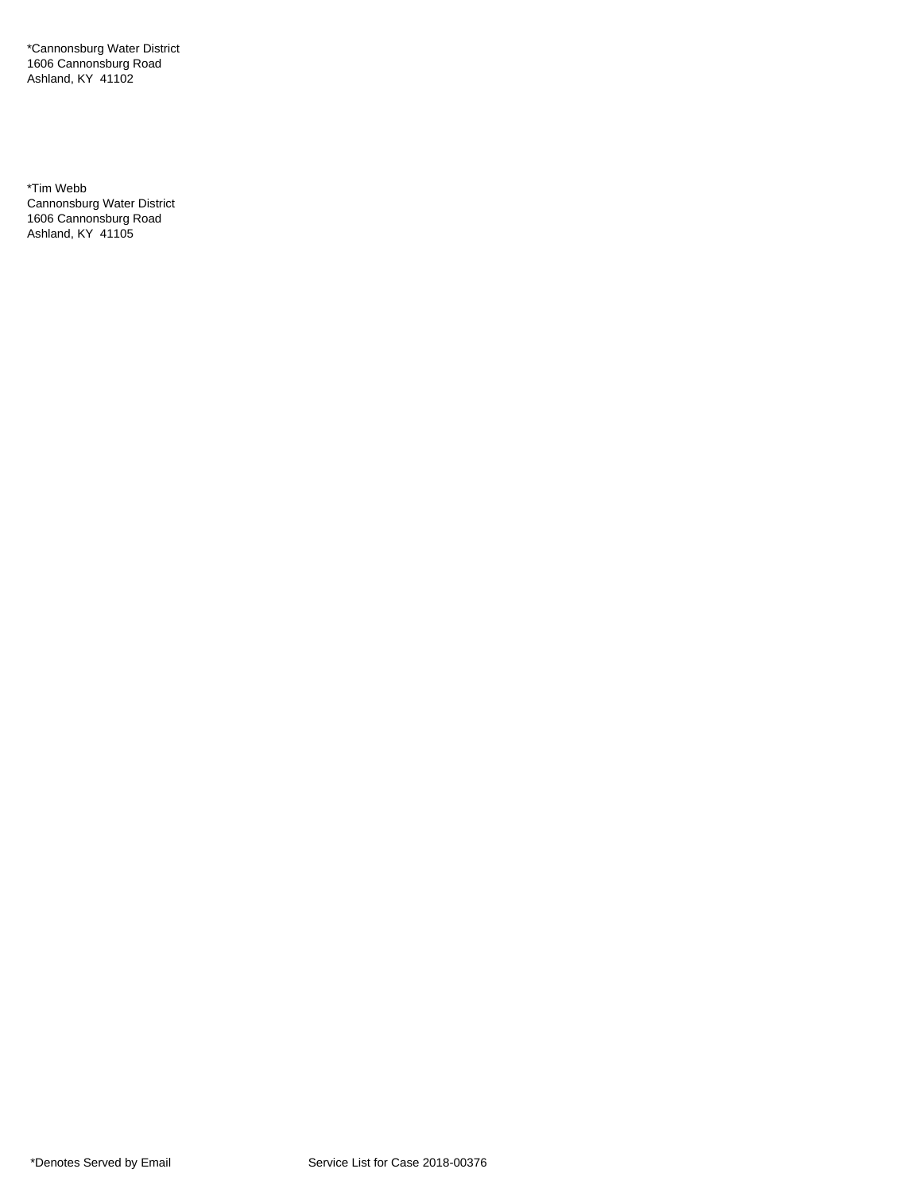*Cannonsburg Water District
1606 Cannonsburg Road
Ashland, KY  41102

*Tim Webb
Cannonsburg Water District
1606 Cannonsburg Road
Ashland, KY  41105

*Denotes Served by Email

Service List for Case 2018-00376